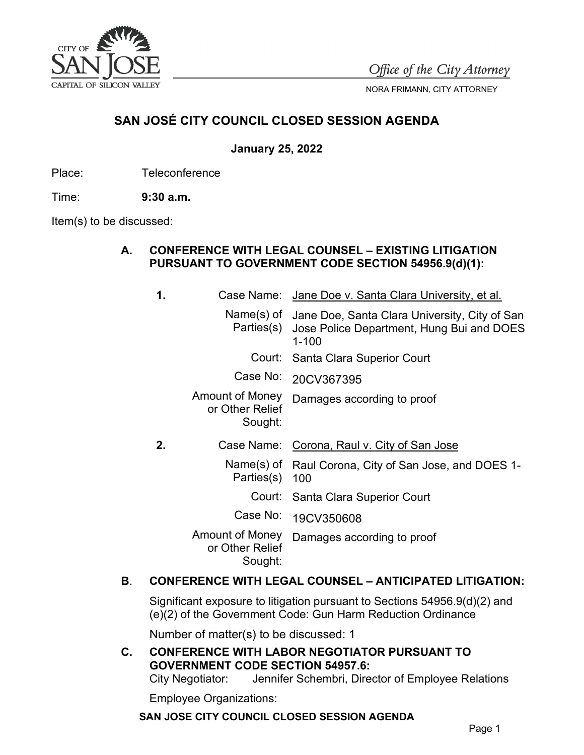CITY OF SAN JOSE
CAPITAL OF SILICON VALLEY

*Office of the City Attorney*

NORA FRIMANN, CITY ATTORNEY

# SAN JOSÉ CITY COUNCIL CLOSED SESSION AGENDA

**January 25, 2022**

Place: Teleconference

Time: **9:30 a.m.**

Item(s) to be discussed:

**A. CONFERENCE WITH LEGAL COUNSEL – EXISTING LITIGATION PURSUANT TO GOVERNMENT CODE SECTION 54956.9(d)(1):**

**1.**

| | |
|---|---|
| Case Name: | Jane Doe v. Santa Clara University, et al. |
| Name(s) of Parties(s) | Jane Doe, Santa Clara University, City of San Jose Police Department, Hung Bui and DOES 1-100 |
| Court: | Santa Clara Superior Court |
| Case No: | 20CV367395 |
| Amount of Money or Other Relief Sought: | Damages according to proof |

**2.**

| | |
|---|---|
| Case Name: | Corona, Raul v. City of San Jose |
| Name(s) of Parties(s) | Raul Corona, City of San Jose, and DOES 1-100 |
| Court: | Santa Clara Superior Court |
| Case No: | 19CV350608 |
| Amount of Money or Other Relief Sought: | Damages according to proof |

**B. CONFERENCE WITH LEGAL COUNSEL – ANTICIPATED LITIGATION:**

Significant exposure to litigation pursuant to Sections 54956.9(d)(2) and (e)(2) of the Government Code: Gun Harm Reduction Ordinance

Number of matter(s) to be discussed: 1

**C. CONFERENCE WITH LABOR NEGOTIATOR PURSUANT TO GOVERNMENT CODE SECTION 54957.6:**

City Negotiator: Jennifer Schembri, Director of Employee Relations

Employee Organizations: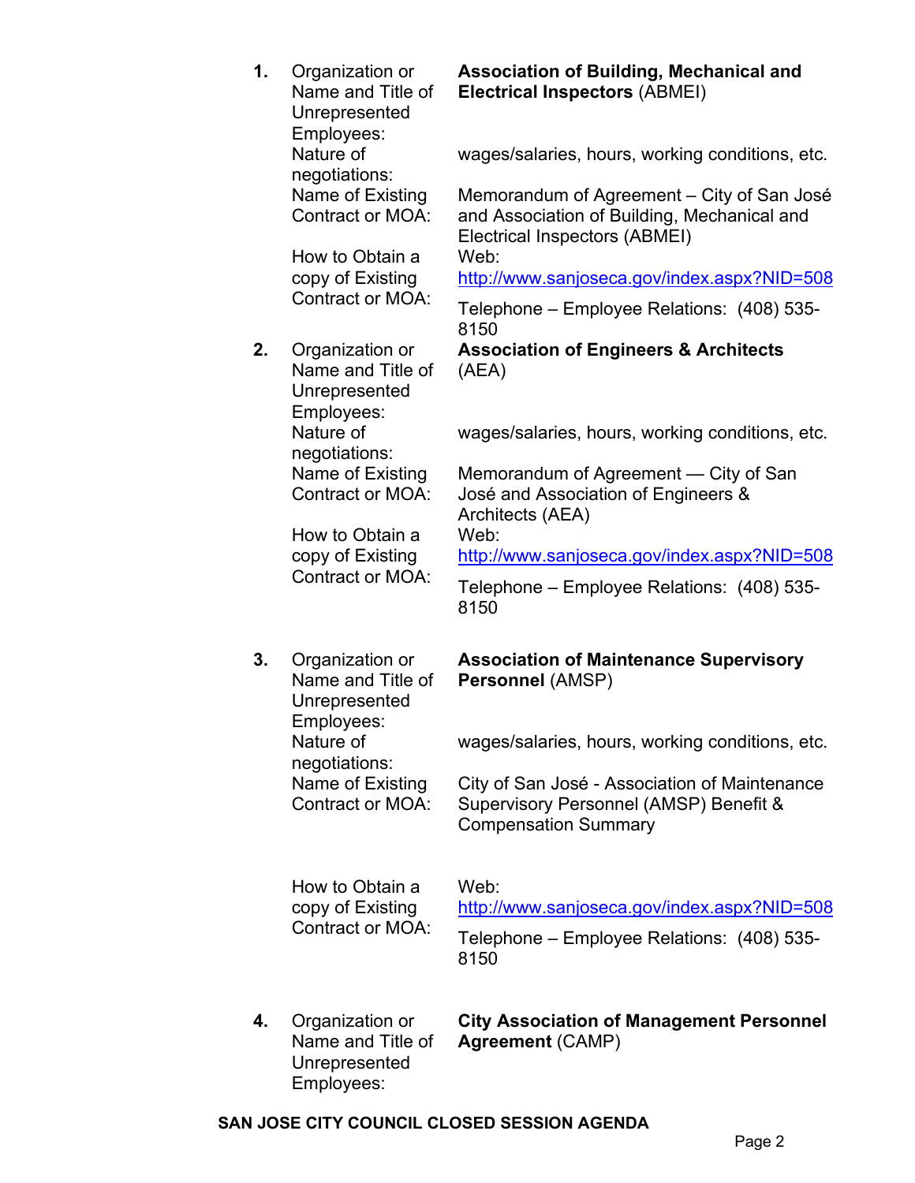1. Organization or Name and Title of Unrepresented Employees: **Association of Building, Mechanical and Electrical Inspectors** (ABMEI)

   Nature of negotiations: wages/salaries, hours, working conditions, etc.

   Name of Existing Contract or MOA: Memorandum of Agreement – City of San José and Association of Building, Mechanical and Electrical Inspectors (ABMEI)

   How to Obtain a copy of Existing Contract or MOA: Web: [http://www.sanjoseca.gov/index.aspx?NID=508](http://www.sanjoseca.gov/index.aspx?NID=508)

   Telephone – Employee Relations: (408) 535-8150

2. Organization or Name and Title of Unrepresented Employees: **Association of Engineers & Architects** (AEA)

   Nature of negotiations: wages/salaries, hours, working conditions, etc.

   Name of Existing Contract or MOA: Memorandum of Agreement — City of San José and Association of Engineers & Architects (AEA)

   How to Obtain a copy of Existing Contract or MOA: Web: [http://www.sanjoseca.gov/index.aspx?NID=508](http://www.sanjoseca.gov/index.aspx?NID=508)

   Telephone – Employee Relations: (408) 535-8150

3. Organization or Name and Title of Unrepresented Employees: **Association of Maintenance Supervisory Personnel** (AMSP)

   Nature of negotiations: wages/salaries, hours, working conditions, etc.

   Name of Existing Contract or MOA: City of San José - Association of Maintenance Supervisory Personnel (AMSP) Benefit & Compensation Summary

   How to Obtain a copy of Existing Contract or MOA: Web: [http://www.sanjoseca.gov/index.aspx?NID=508](http://www.sanjoseca.gov/index.aspx?NID=508)

   Telephone – Employee Relations: (408) 535-8150

4. Organization or Name and Title of Unrepresented Employees: **City Association of Management Personnel Agreement** (CAMP)

SAN JOSE CITY COUNCIL CLOSED SESSION AGENDA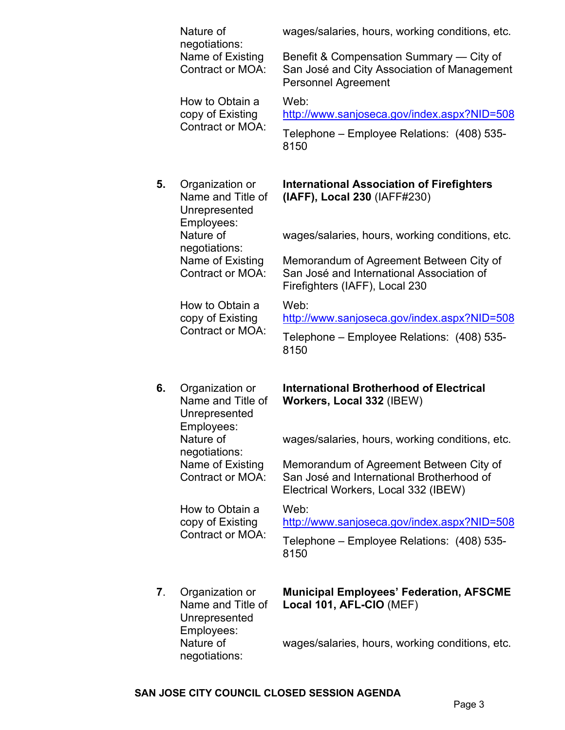| | | |
|---|---|---|
| | Nature of negotiations: | wages/salaries, hours, working conditions, etc. |
| | Name of Existing Contract or MOA: | Benefit & Compensation Summary — City of San José and City Association of Management Personnel Agreement |
| | How to Obtain a copy of Existing Contract or MOA: | Web: http://www.sanjoseca.gov/index.aspx?NID=508<br>Telephone – Employee Relations: (408) 535-8150 |
| **5.** | Organization or Name and Title of Unrepresented Employees: | **International Association of Firefighters (IAFF), Local 230** (IAFF#230) |
| | Nature of negotiations: | wages/salaries, hours, working conditions, etc. |
| | Name of Existing Contract or MOA: | Memorandum of Agreement Between City of San José and International Association of Firefighters (IAFF), Local 230 |
| | How to Obtain a copy of Existing Contract or MOA: | Web: http://www.sanjoseca.gov/index.aspx?NID=508<br>Telephone – Employee Relations: (408) 535-8150 |
| **6.** | Organization or Name and Title of Unrepresented Employees: | **International Brotherhood of Electrical Workers, Local 332** (IBEW) |
| | Nature of negotiations: | wages/salaries, hours, working conditions, etc. |
| | Name of Existing Contract or MOA: | Memorandum of Agreement Between City of San José and International Brotherhood of Electrical Workers, Local 332 (IBEW) |
| | How to Obtain a copy of Existing Contract or MOA: | Web: http://www.sanjoseca.gov/index.aspx?NID=508<br>Telephone – Employee Relations: (408) 535-8150 |
| **7**. | Organization or Name and Title of Unrepresented Employees: | **Municipal Employees' Federation, AFSCME Local 101, AFL-CIO** (MEF) |
| | Nature of negotiations: | wages/salaries, hours, working conditions, etc. |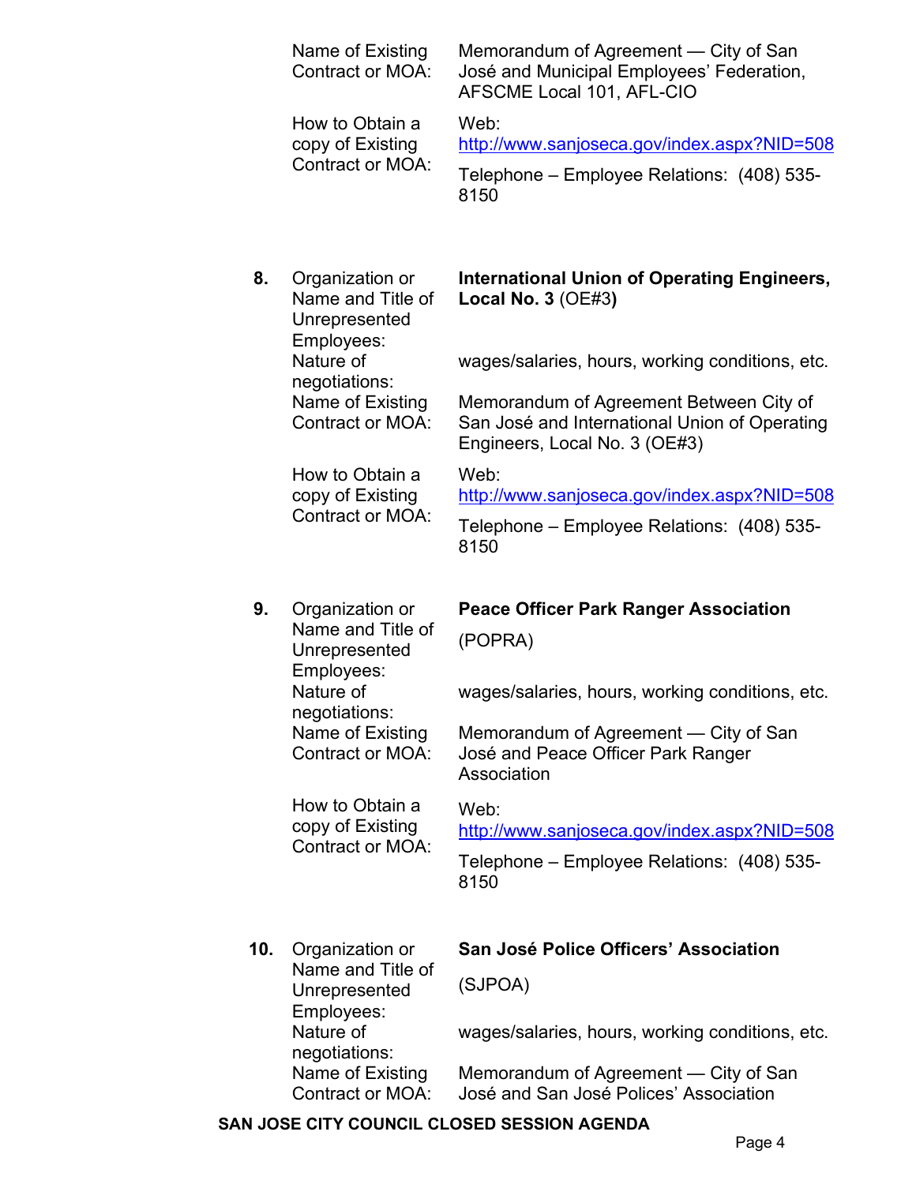| | | |
|---|---|---|
| | Name of Existing Contract or MOA: | Memorandum of Agreement — City of San José and Municipal Employees' Federation, AFSCME Local 101, AFL-CIO |
| | How to Obtain a copy of Existing Contract or MOA: | Web: http://www.sanjoseca.gov/index.aspx?NID=508<br>Telephone – Employee Relations: (408) 535-8150 |
| **8.** | Organization or Name and Title of Unrepresented Employees: | **International Union of Operating Engineers, Local No. 3** (OE#3**)** |
| | Nature of negotiations: | wages/salaries, hours, working conditions, etc. |
| | Name of Existing Contract or MOA: | Memorandum of Agreement Between City of San José and International Union of Operating Engineers, Local No. 3 (OE#3) |
| | How to Obtain a copy of Existing Contract or MOA: | Web: http://www.sanjoseca.gov/index.aspx?NID=508<br>Telephone – Employee Relations: (408) 535-8150 |
| **9.** | Organization or Name and Title of Unrepresented Employees: | **Peace Officer Park Ranger Association** (POPRA) |
| | Nature of negotiations: | wages/salaries, hours, working conditions, etc. |
| | Name of Existing Contract or MOA: | Memorandum of Agreement — City of San José and Peace Officer Park Ranger Association |
| | How to Obtain a copy of Existing Contract or MOA: | Web: http://www.sanjoseca.gov/index.aspx?NID=508<br>Telephone – Employee Relations: (408) 535-8150 |
| **10.** | Organization or Name and Title of Unrepresented Employees: | **San José Police Officers' Association** (SJPOA) |
| | Nature of negotiations: | wages/salaries, hours, working conditions, etc. |
| | Name of Existing Contract or MOA: | Memorandum of Agreement — City of San José and San José Polices' Association |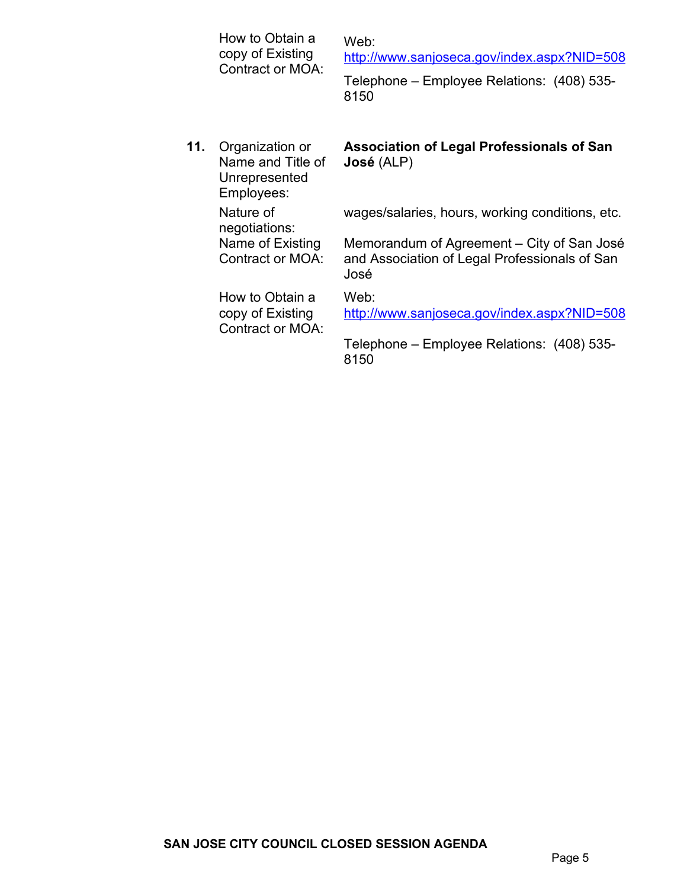| | | |
|---|---|---|
| | How to Obtain a copy of Existing Contract or MOA: | Web: [http://www.sanjoseca.gov/index.aspx?NID=508](http://www.sanjoseca.gov/index.aspx?NID=508)<br><br>Telephone – Employee Relations: (408) 535-8150 |
| **11.** | Organization or Name and Title of Unrepresented Employees: | **Association of Legal Professionals of San José** (ALP) |
| | Nature of negotiations: | wages/salaries, hours, working conditions, etc. |
| | Name of Existing Contract or MOA: | Memorandum of Agreement – City of San José and Association of Legal Professionals of San José |
| | How to Obtain a copy of Existing Contract or MOA: | Web: [http://www.sanjoseca.gov/index.aspx?NID=508](http://www.sanjoseca.gov/index.aspx?NID=508)<br><br>Telephone – Employee Relations: (408) 535-8150 |